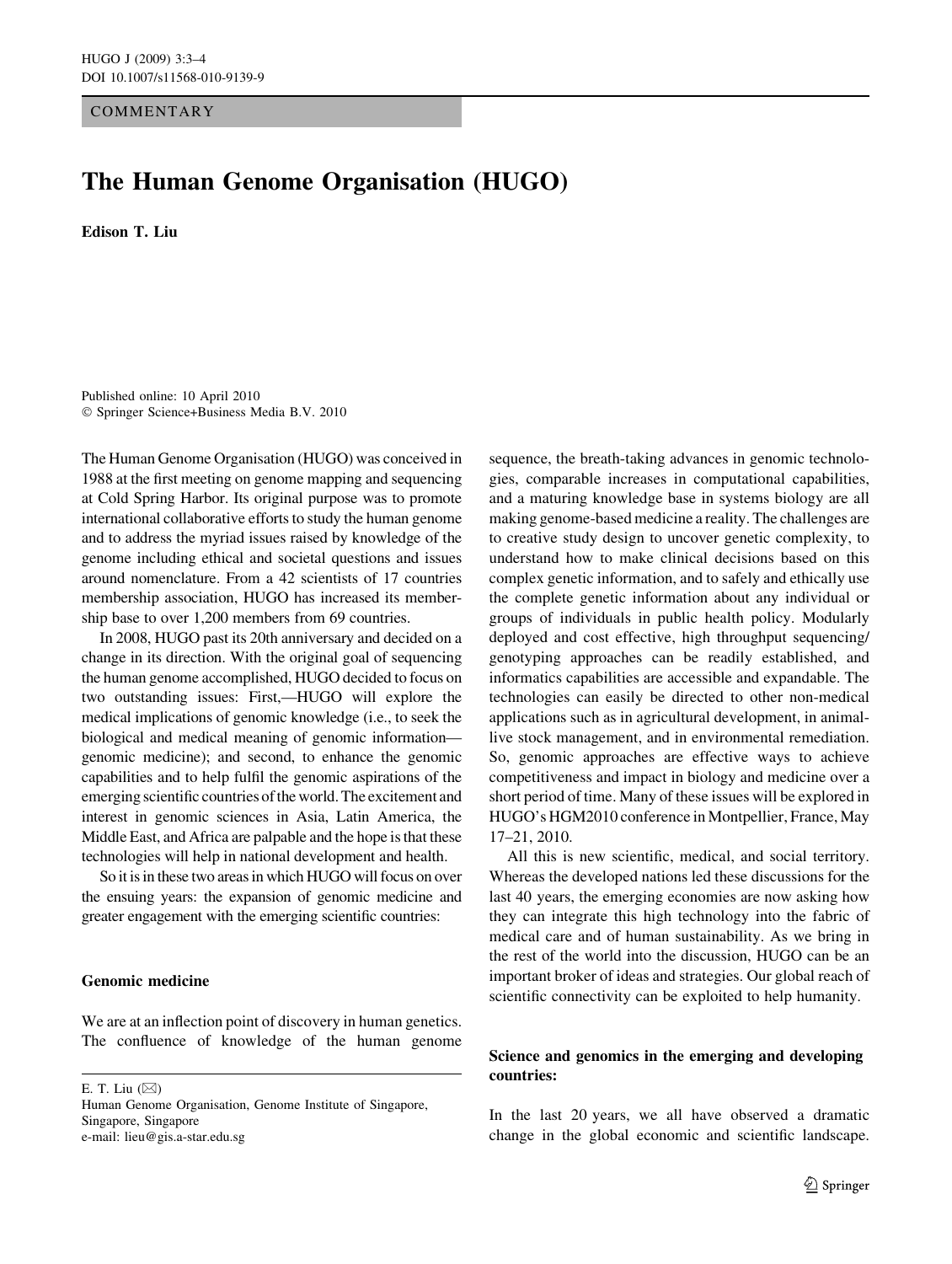COMMENTARY

# The Human Genome Organisation (HUGO)

**Edison T. Liu**

Published online: 10 April 2010
© Springer Science+Business Media B.V. 2010

The Human Genome Organisation (HUGO) was conceived in 1988 at the first meeting on genome mapping and sequencing at Cold Spring Harbor. Its original purpose was to promote international collaborative efforts to study the human genome and to address the myriad issues raised by knowledge of the genome including ethical and societal questions and issues around nomenclature. From a 42 scientists of 17 countries membership association, HUGO has increased its membership base to over 1,200 members from 69 countries.

In 2008, HUGO past its 20th anniversary and decided on a change in its direction. With the original goal of sequencing the human genome accomplished, HUGO decided to focus on two outstanding issues: First,—HUGO will explore the medical implications of genomic knowledge (i.e., to seek the biological and medical meaning of genomic information—genomic medicine); and second, to enhance the genomic capabilities and to help fulfil the genomic aspirations of the emerging scientific countries of the world. The excitement and interest in genomic sciences in Asia, Latin America, the Middle East, and Africa are palpable and the hope is that these technologies will help in national development and health.

So it is in these two areas in which HUGO will focus on over the ensuing years: the expansion of genomic medicine and greater engagement with the emerging scientific countries:

## Genomic medicine

We are at an inflection point of discovery in human genetics. The confluence of knowledge of the human genome sequence, the breath-taking advances in genomic technologies, comparable increases in computational capabilities, and a maturing knowledge base in systems biology are all making genome-based medicine a reality. The challenges are to creative study design to uncover genetic complexity, to understand how to make clinical decisions based on this complex genetic information, and to safely and ethically use the complete genetic information about any individual or groups of individuals in public health policy. Modularly deployed and cost effective, high throughput sequencing/genotyping approaches can be readily established, and informatics capabilities are accessible and expandable. The technologies can easily be directed to other non-medical applications such as in agricultural development, in animal-live stock management, and in environmental remediation. So, genomic approaches are effective ways to achieve competitiveness and impact in biology and medicine over a short period of time. Many of these issues will be explored in HUGO's HGM2010 conference in Montpellier, France, May 17–21, 2010.

All this is new scientific, medical, and social territory. Whereas the developed nations led these discussions for the last 40 years, the emerging economies are now asking how they can integrate this high technology into the fabric of medical care and of human sustainability. As we bring in the rest of the world into the discussion, HUGO can be an important broker of ideas and strategies. Our global reach of scientific connectivity can be exploited to help humanity.

## Science and genomics in the emerging and developing countries:

In the last 20 years, we all have observed a dramatic change in the global economic and scientific landscape.

E. T. Liu (✉)
Human Genome Organisation, Genome Institute of Singapore, Singapore, Singapore
e-mail: lieu@gis.a-star.edu.sg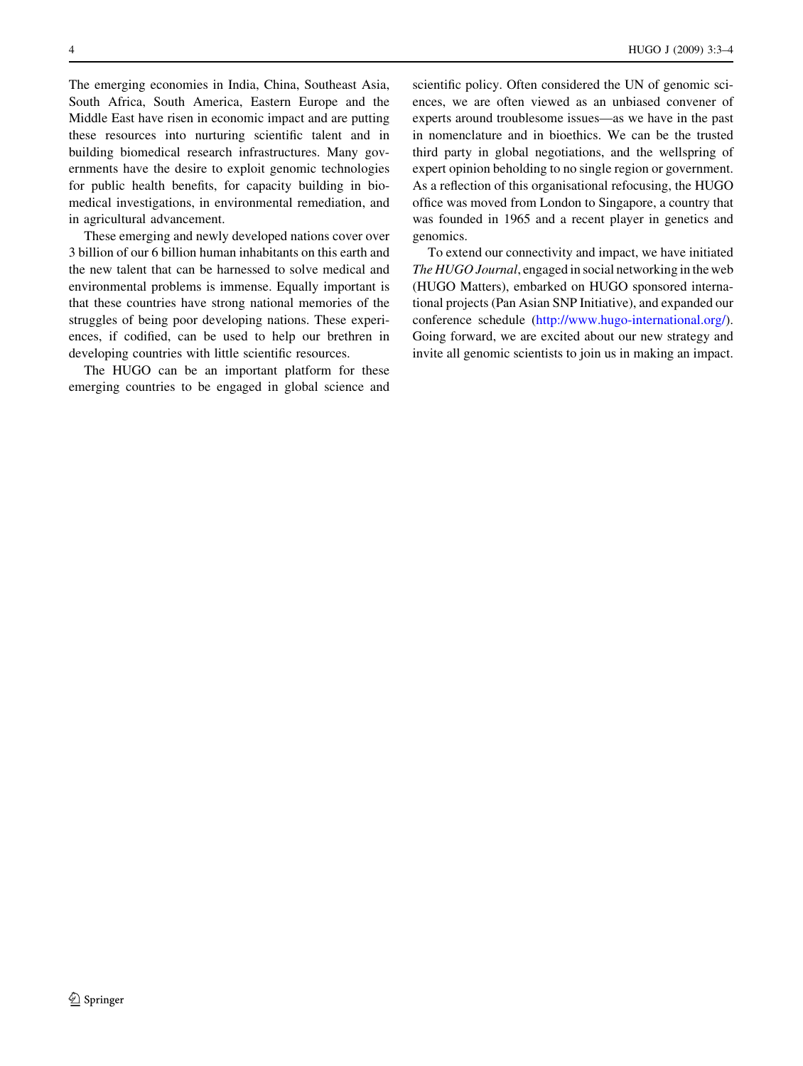The emerging economies in India, China, Southeast Asia, South Africa, South America, Eastern Europe and the Middle East have risen in economic impact and are putting these resources into nurturing scientific talent and in building biomedical research infrastructures. Many governments have the desire to exploit genomic technologies for public health benefits, for capacity building in biomedical investigations, in environmental remediation, and in agricultural advancement.

These emerging and newly developed nations cover over 3 billion of our 6 billion human inhabitants on this earth and the new talent that can be harnessed to solve medical and environmental problems is immense. Equally important is that these countries have strong national memories of the struggles of being poor developing nations. These experiences, if codified, can be used to help our brethren in developing countries with little scientific resources.

The HUGO can be an important platform for these emerging countries to be engaged in global science and scientific policy. Often considered the UN of genomic sciences, we are often viewed as an unbiased convener of experts around troublesome issues—as we have in the past in nomenclature and in bioethics. We can be the trusted third party in global negotiations, and the wellspring of expert opinion beholding to no single region or government. As a reflection of this organisational refocusing, the HUGO office was moved from London to Singapore, a country that was founded in 1965 and a recent player in genetics and genomics.

To extend our connectivity and impact, we have initiated *The HUGO Journal*, engaged in social networking in the web (HUGO Matters), embarked on HUGO sponsored international projects (Pan Asian SNP Initiative), and expanded our conference schedule (http://www.hugo-international.org/). Going forward, we are excited about our new strategy and invite all genomic scientists to join us in making an impact.